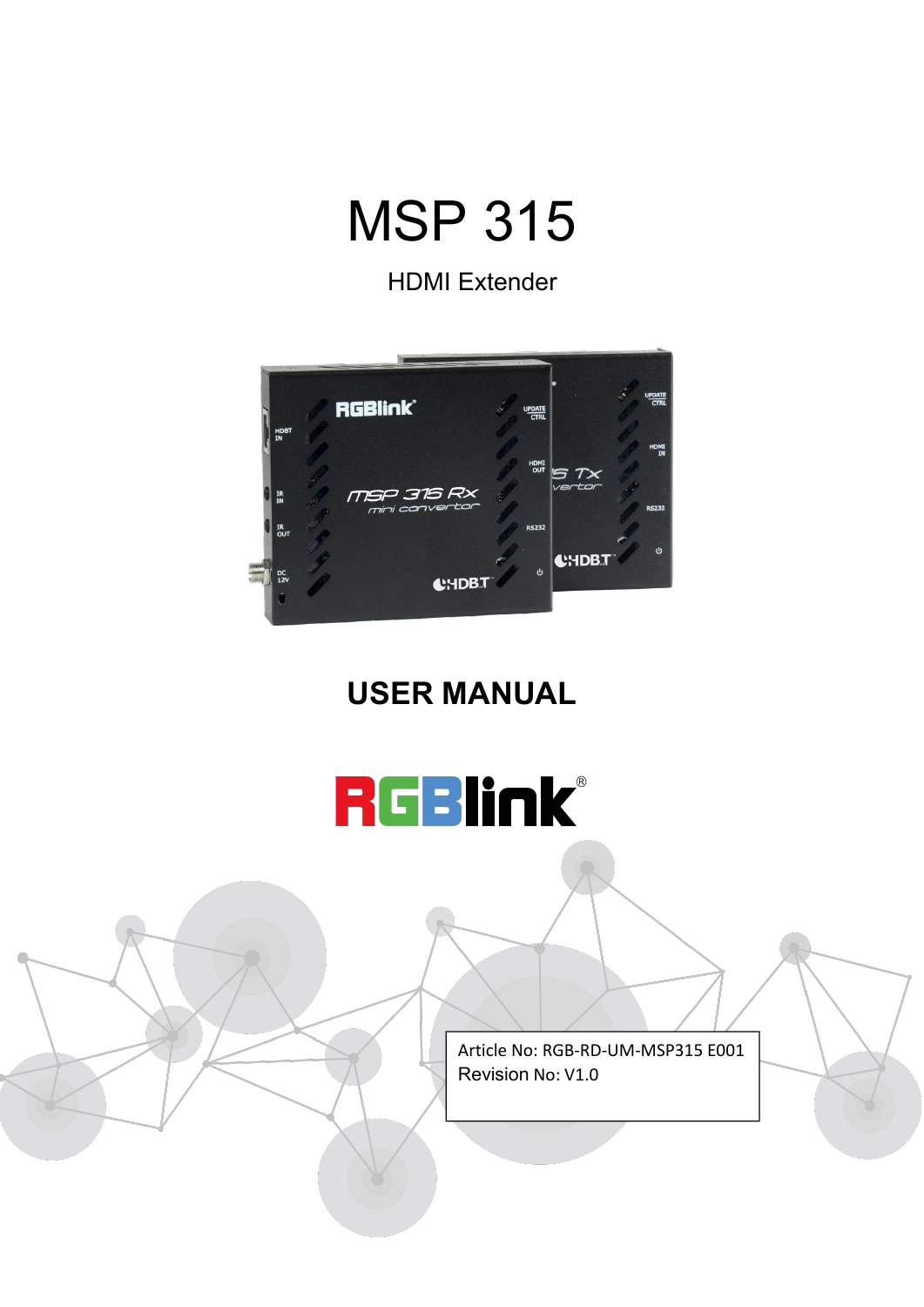# MSP 315

HDMI Extender

## USER MANUAL

Article No: RGB-RD-UM-MSP315 E001
Revision No: V1.0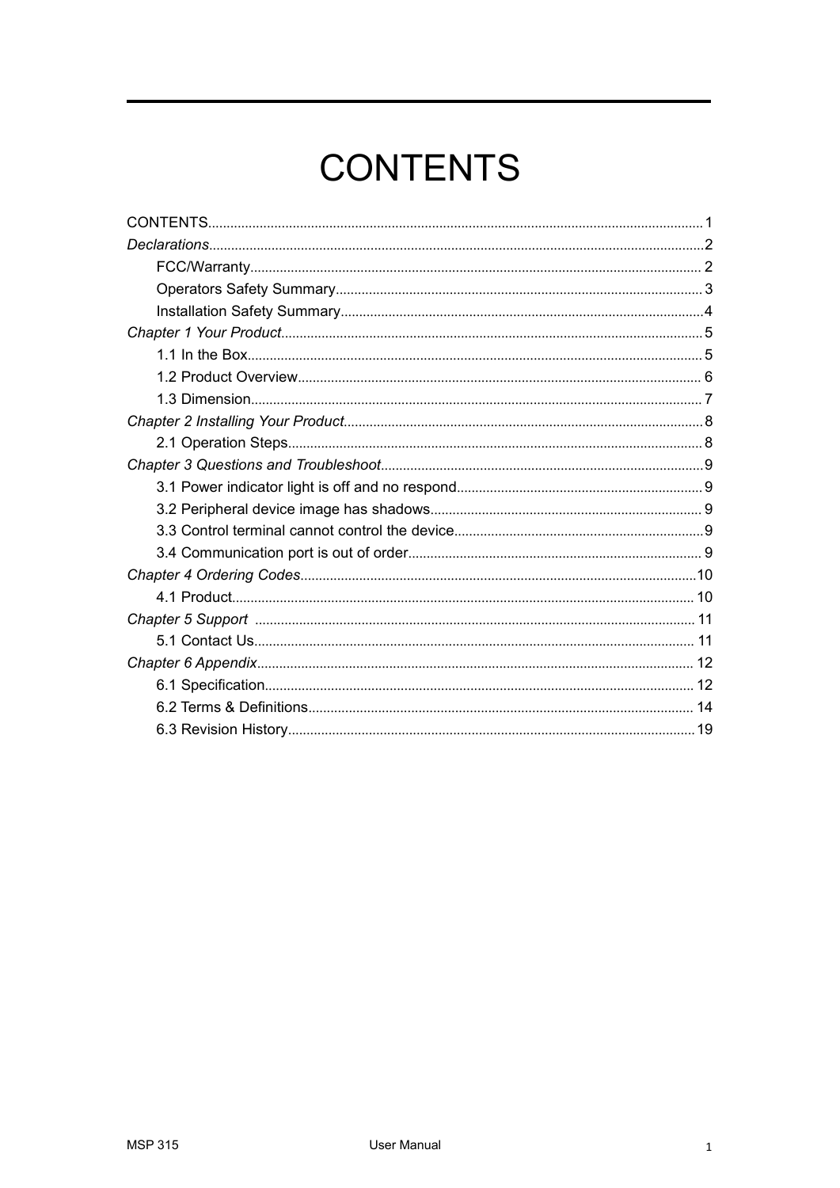# CONTENTS

CONTENTS.................................................................................................................................1

*Declarations*.............................................................................................................................2

- FCC/Warranty.......................................................................................................... 2
- Operators Safety Summary........................................................................................ 3
- Installation Safety Summary.......................................................................................4

*Chapter 1 Your Product*...............................................................................................................5

- 1.1 In the Box..............................................................................................................5
- 1.2 Product Overview.................................................................................................... 6
- 1.3 Dimension.............................................................................................................7

*Chapter 2 Installing Your Product*................................................................................................8

- 2.1 Operation Steps...................................................................................................... 8

*Chapter 3 Questions and Troubleshoot*.........................................................................................9

- 3.1 Power indicator light is off and no respond................................................................ 9
- 3.2 Peripheral device image has shadows....................................................................... 9
- 3.3 Control terminal cannot control the device..................................................................9
- 3.4 Communication port is out of order........................................................................... 9

*Chapter 4 Ordering Codes*..........................................................................................................10

- 4.1 Product.................................................................................................................. 10

*Chapter 5 Support* ..................................................................................................................... 11

- 5.1 Contact Us............................................................................................................. 11

*Chapter 6 Appendix*.................................................................................................................... 12

- 6.1 Specification........................................................................................................... 12
- 6.2 Terms & Definitions................................................................................................. 14
- 6.3 Revision History....................................................................................................... 19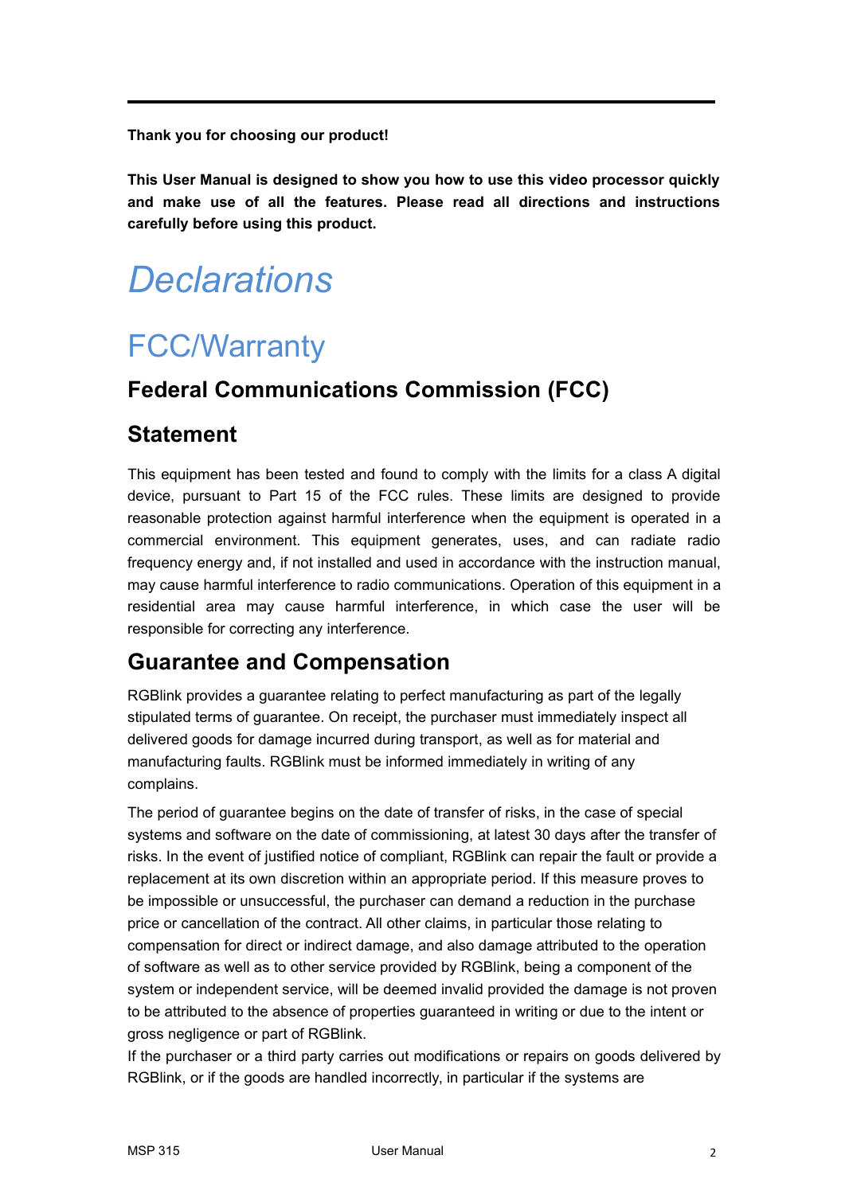**Thank you for choosing our product!**

**This User Manual is designed to show you how to use this video processor quickly and make use of all the features. Please read all directions and instructions carefully before using this product.**

# *Declarations*

## FCC/Warranty

### Federal Communications Commission (FCC)

### Statement

This equipment has been tested and found to comply with the limits for a class A digital device, pursuant to Part 15 of the FCC rules. These limits are designed to provide reasonable protection against harmful interference when the equipment is operated in a commercial environment. This equipment generates, uses, and can radiate radio frequency energy and, if not installed and used in accordance with the instruction manual, may cause harmful interference to radio communications. Operation of this equipment in a residential area may cause harmful interference, in which case the user will be responsible for correcting any interference.

### Guarantee and Compensation

RGBlink provides a guarantee relating to perfect manufacturing as part of the legally stipulated terms of guarantee. On receipt, the purchaser must immediately inspect all delivered goods for damage incurred during transport, as well as for material and manufacturing faults. RGBlink must be informed immediately in writing of any complains.

The period of guarantee begins on the date of transfer of risks, in the case of special systems and software on the date of commissioning, at latest 30 days after the transfer of risks. In the event of justified notice of compliant, RGBlink can repair the fault or provide a replacement at its own discretion within an appropriate period. If this measure proves to be impossible or unsuccessful, the purchaser can demand a reduction in the purchase price or cancellation of the contract. All other claims, in particular those relating to compensation for direct or indirect damage, and also damage attributed to the operation of software as well as to other service provided by RGBlink, being a component of the system or independent service, will be deemed invalid provided the damage is not proven to be attributed to the absence of properties guaranteed in writing or due to the intent or gross negligence or part of RGBlink.

If the purchaser or a third party carries out modifications or repairs on goods delivered by RGBlink, or if the goods are handled incorrectly, in particular if the systems are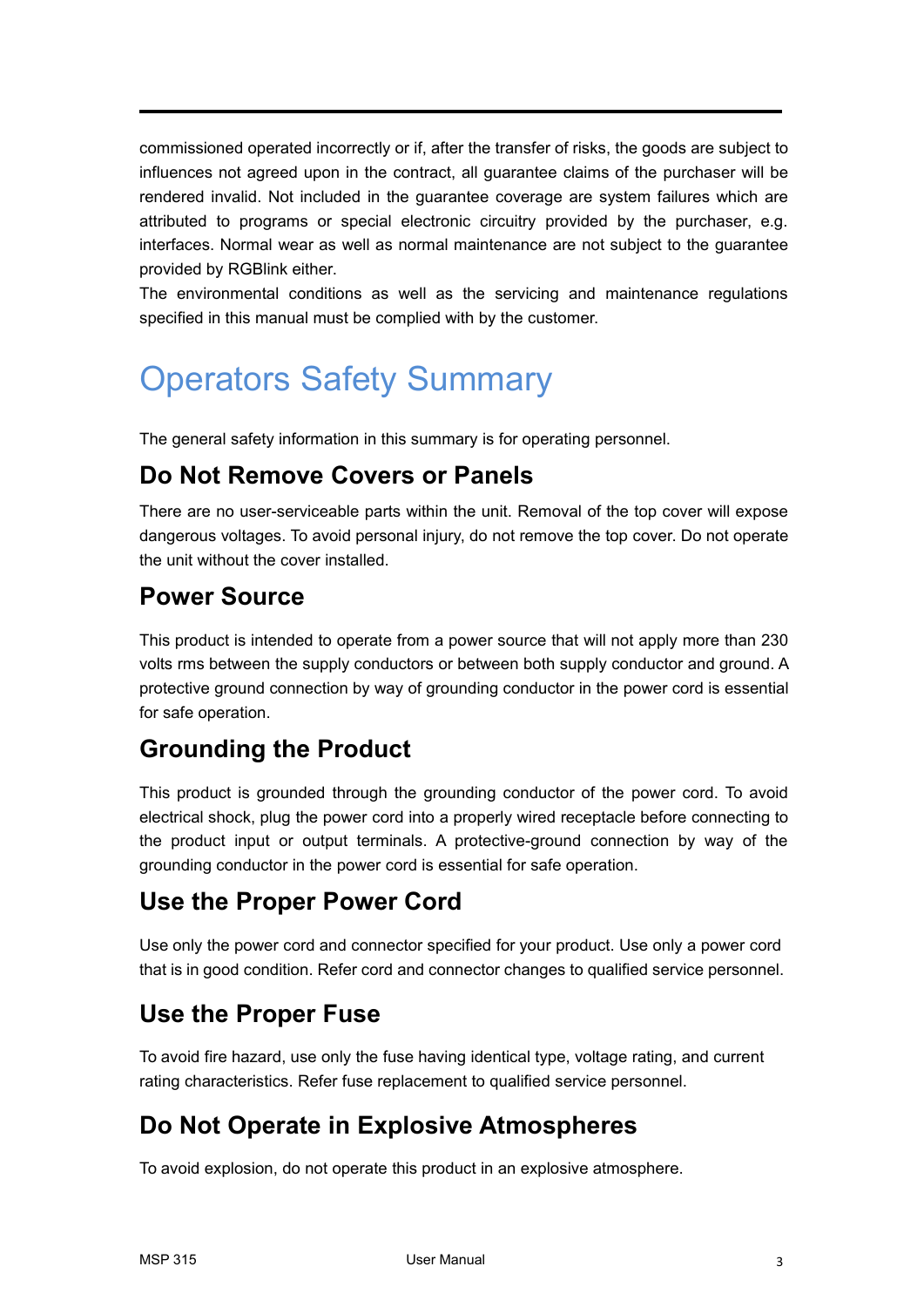commissioned operated incorrectly or if, after the transfer of risks, the goods are subject to influences not agreed upon in the contract, all guarantee claims of the purchaser will be rendered invalid. Not included in the guarantee coverage are system failures which are attributed to programs or special electronic circuitry provided by the purchaser, e.g. interfaces. Normal wear as well as normal maintenance are not subject to the guarantee provided by RGBlink either.

The environmental conditions as well as the servicing and maintenance regulations specified in this manual must be complied with by the customer.

# Operators Safety Summary

The general safety information in this summary is for operating personnel.

## Do Not Remove Covers or Panels

There are no user-serviceable parts within the unit. Removal of the top cover will expose dangerous voltages. To avoid personal injury, do not remove the top cover. Do not operate the unit without the cover installed.

## Power Source

This product is intended to operate from a power source that will not apply more than 230 volts rms between the supply conductors or between both supply conductor and ground. A protective ground connection by way of grounding conductor in the power cord is essential for safe operation.

## Grounding the Product

This product is grounded through the grounding conductor of the power cord. To avoid electrical shock, plug the power cord into a properly wired receptacle before connecting to the product input or output terminals. A protective-ground connection by way of the grounding conductor in the power cord is essential for safe operation.

## Use the Proper Power Cord

Use only the power cord and connector specified for your product. Use only a power cord that is in good condition. Refer cord and connector changes to qualified service personnel.

## Use the Proper Fuse

To avoid fire hazard, use only the fuse having identical type, voltage rating, and current rating characteristics. Refer fuse replacement to qualified service personnel.

## Do Not Operate in Explosive Atmospheres

To avoid explosion, do not operate this product in an explosive atmosphere.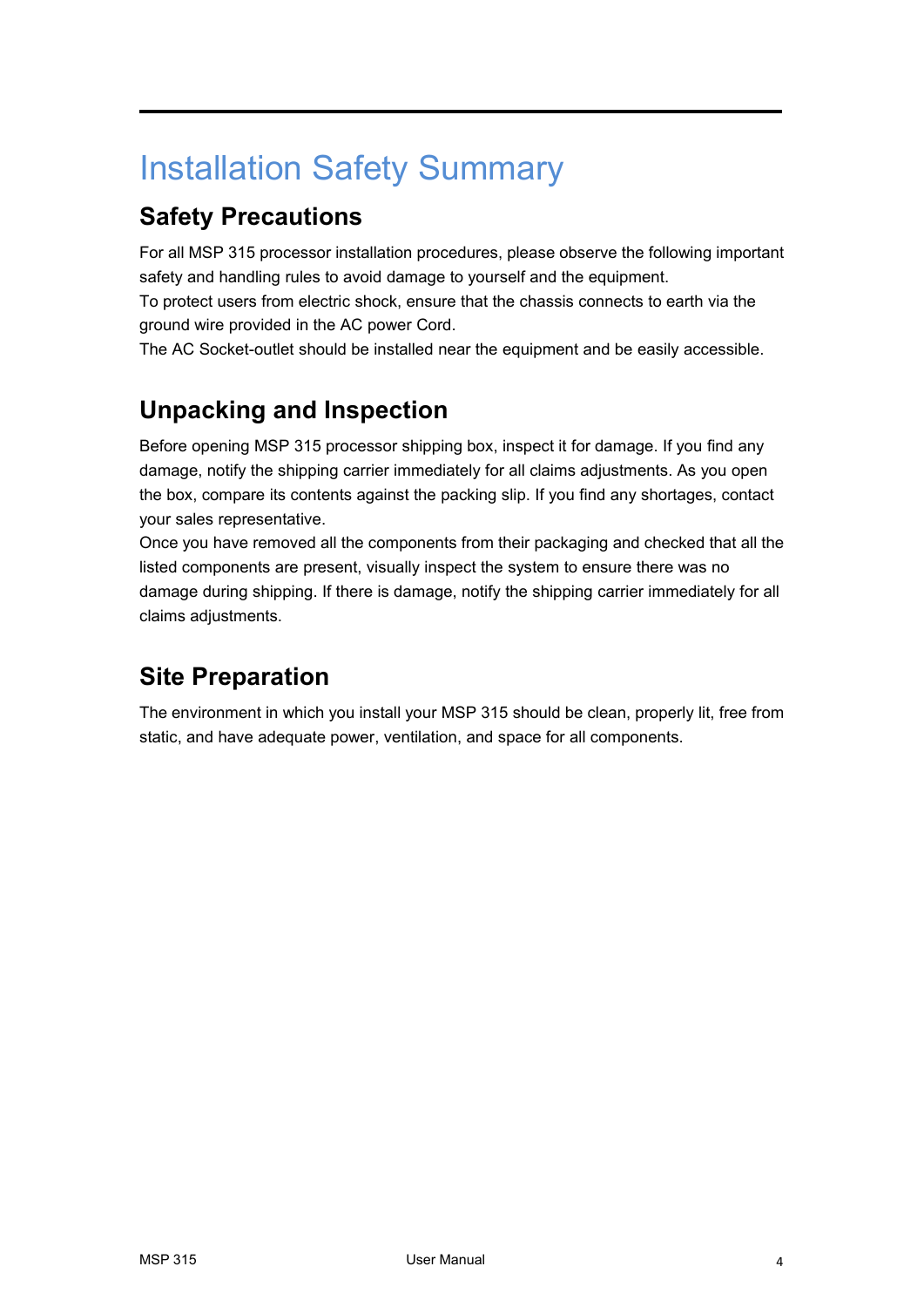# Installation Safety Summary

## Safety Precautions

For all MSP 315 processor installation procedures, please observe the following important safety and handling rules to avoid damage to yourself and the equipment.

To protect users from electric shock, ensure that the chassis connects to earth via the ground wire provided in the AC power Cord.

The AC Socket-outlet should be installed near the equipment and be easily accessible.

## Unpacking and Inspection

Before opening MSP 315 processor shipping box, inspect it for damage. If you find any damage, notify the shipping carrier immediately for all claims adjustments. As you open the box, compare its contents against the packing slip. If you find any shortages, contact your sales representative.

Once you have removed all the components from their packaging and checked that all the listed components are present, visually inspect the system to ensure there was no damage during shipping. If there is damage, notify the shipping carrier immediately for all claims adjustments.

## Site Preparation

The environment in which you install your MSP 315 should be clean, properly lit, free from static, and have adequate power, ventilation, and space for all components.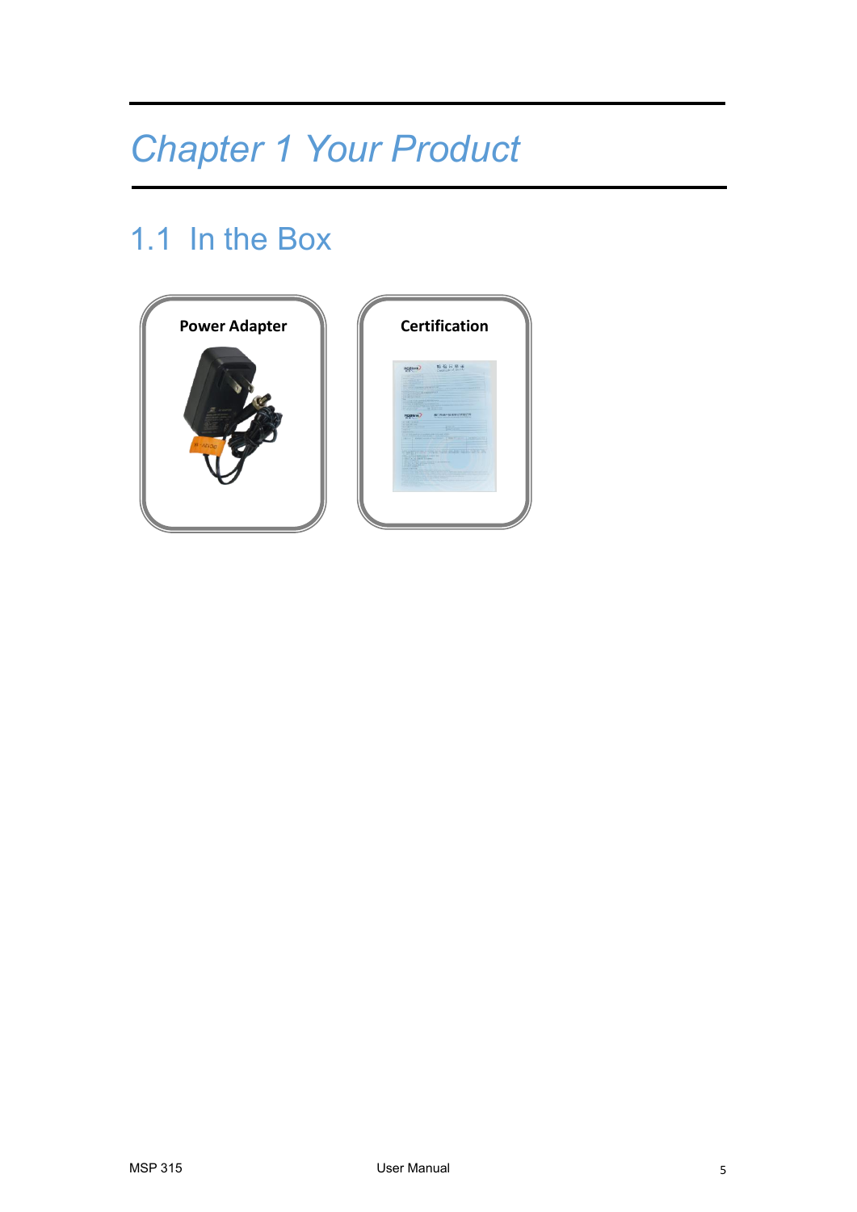# Chapter 1 Your Product

## 1.1 In the Box

**Power Adapter**

**Certification**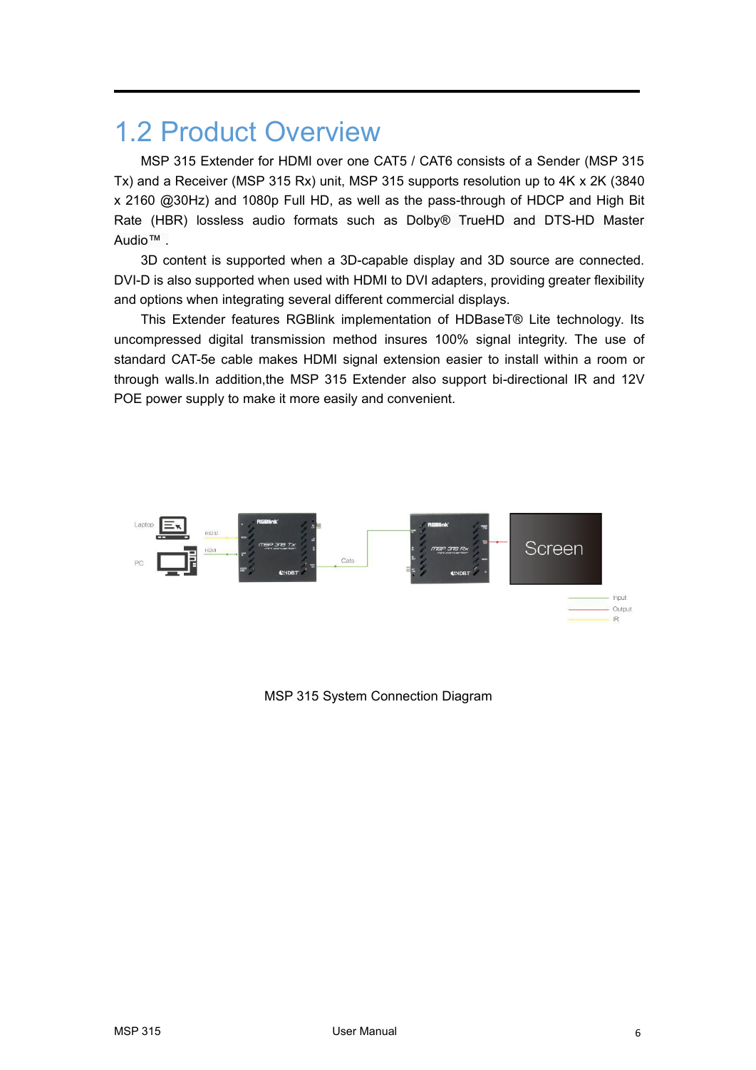## 1.2 Product Overview

MSP 315 Extender for HDMI over one CAT5 / CAT6 consists of a Sender (MSP 315 Tx) and a Receiver (MSP 315 Rx) unit, MSP 315 supports resolution up to 4K x 2K (3840 x 2160 @30Hz) and 1080p Full HD, as well as the pass-through of HDCP and High Bit Rate (HBR) lossless audio formats such as Dolby® TrueHD and DTS-HD Master Audio™ .

3D content is supported when a 3D-capable display and 3D source are connected. DVI-D is also supported when used with HDMI to DVI adapters, providing greater flexibility and options when integrating several different commercial displays.

This Extender features RGBlink implementation of HDBaseT® Lite technology. Its uncompressed digital transmission method insures 100% signal integrity. The use of standard CAT-5e cable makes HDMI signal extension easier to install within a room or through walls.In addition,the MSP 315 Extender also support bi-directional IR and 12V POE power supply to make it more easily and convenient.

MSP 315 System Connection Diagram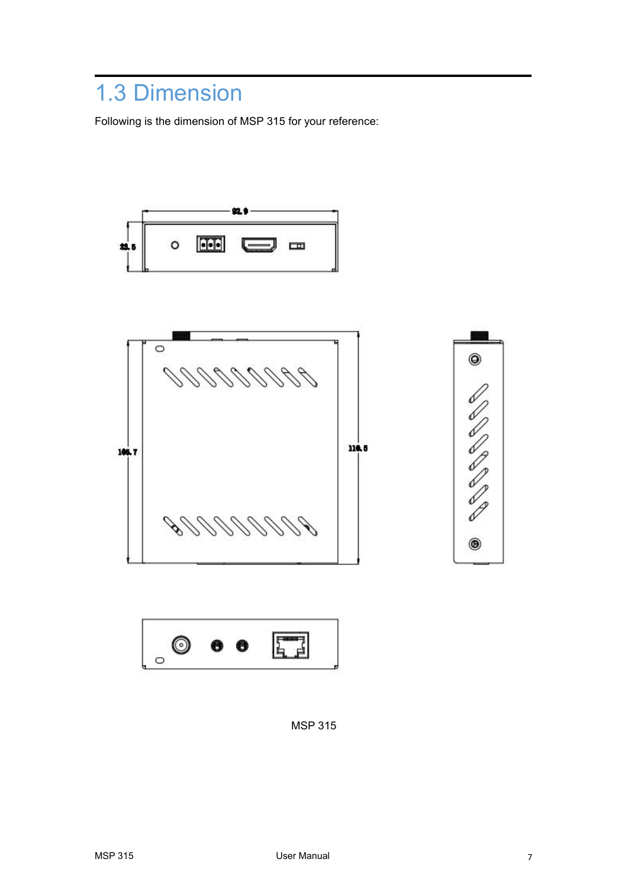## 1.3 Dimension

Following is the dimension of MSP 315 for your reference:

MSP 315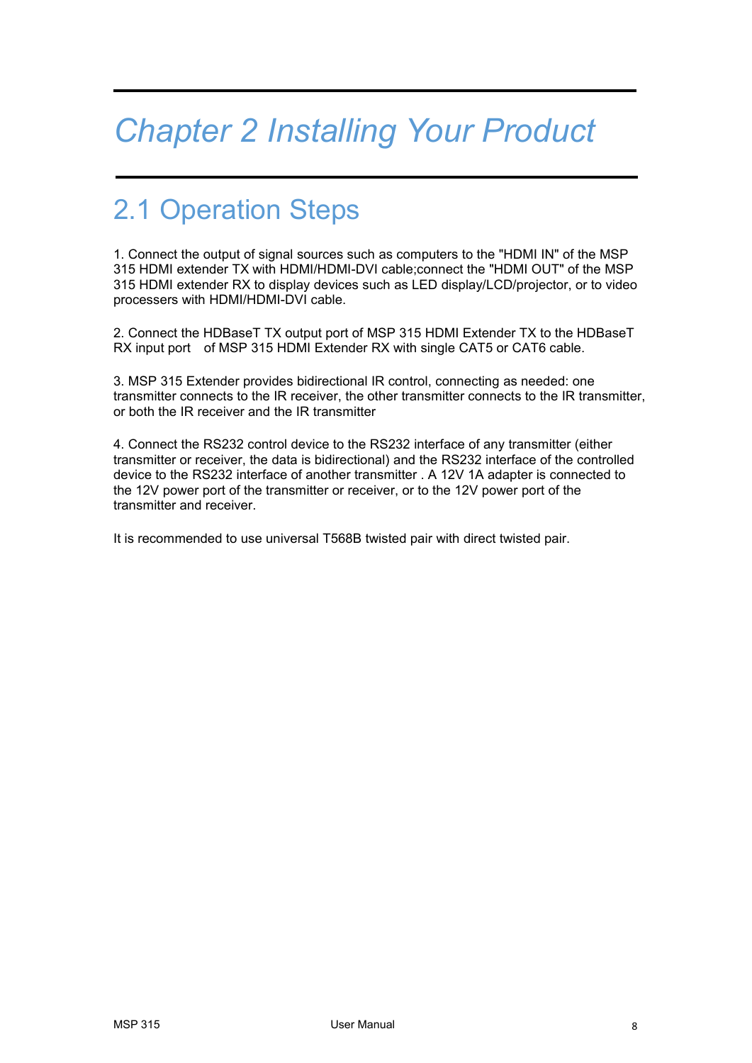# *Chapter 2 Installing Your Product*

## 2.1 Operation Steps

1. Connect the output of signal sources such as computers to the "HDMI IN" of the MSP 315 HDMI extender TX with HDMI/HDMI-DVI cable;connect the "HDMI OUT" of the MSP 315 HDMI extender RX to display devices such as LED display/LCD/projector, or to video processers with HDMI/HDMI-DVI cable.

2. Connect the HDBaseT TX output port of MSP 315 HDMI Extender TX to the HDBaseT RX input port of MSP 315 HDMI Extender RX with single CAT5 or CAT6 cable.

3. MSP 315 Extender provides bidirectional IR control, connecting as needed: one transmitter connects to the IR receiver, the other transmitter connects to the IR transmitter, or both the IR receiver and the IR transmitter

4. Connect the RS232 control device to the RS232 interface of any transmitter (either transmitter or receiver, the data is bidirectional) and the RS232 interface of the controlled device to the RS232 interface of another transmitter . A 12V 1A adapter is connected to the 12V power port of the transmitter or receiver, or to the 12V power port of the transmitter and receiver.

It is recommended to use universal T568B twisted pair with direct twisted pair.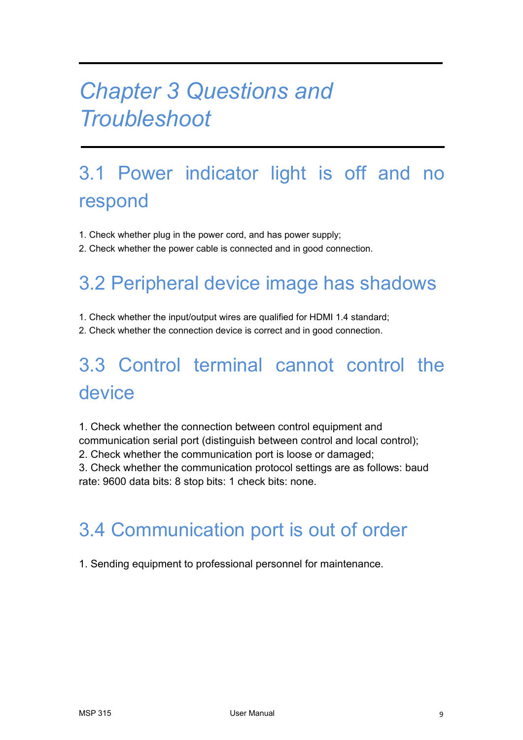# Chapter 3 Questions and Troubleshoot

## 3.1 Power indicator light is off and no respond

1. Check whether plug in the power cord, and has power supply;
2. Check whether the power cable is connected and in good connection.

## 3.2 Peripheral device image has shadows

1. Check whether the input/output wires are qualified for HDMI 1.4 standard;
2. Check whether the connection device is correct and in good connection.

## 3.3 Control terminal cannot control the device

1. Check whether the connection between control equipment and communication serial port (distinguish between control and local control);
2. Check whether the communication port is loose or damaged;
3. Check whether the communication protocol settings are as follows: baud rate: 9600 data bits: 8 stop bits: 1 check bits: none.

## 3.4 Communication port is out of order

1. Sending equipment to professional personnel for maintenance.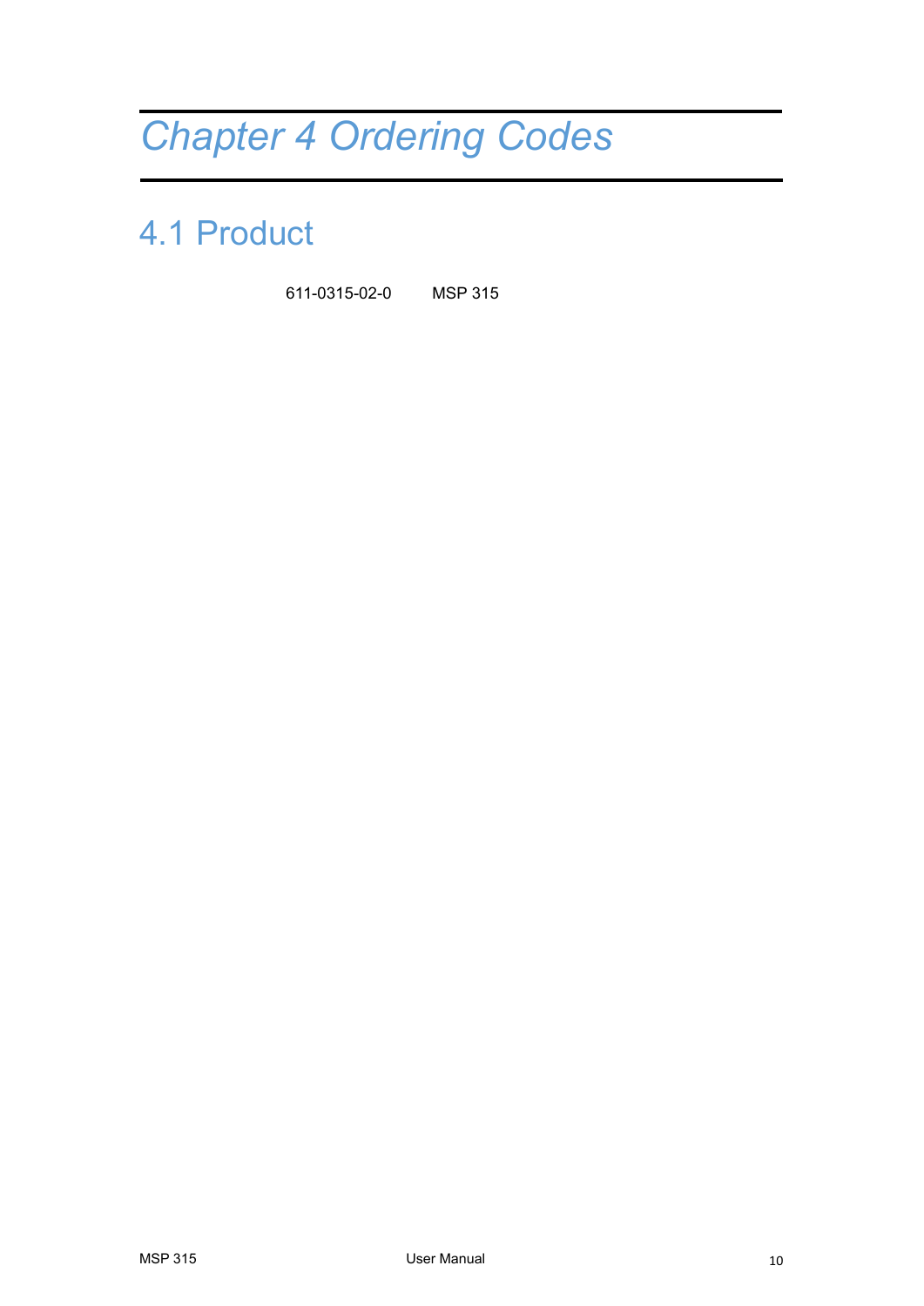# *Chapter 4 Ordering Codes*

## 4.1 Product

611-0315-02-0 MSP 315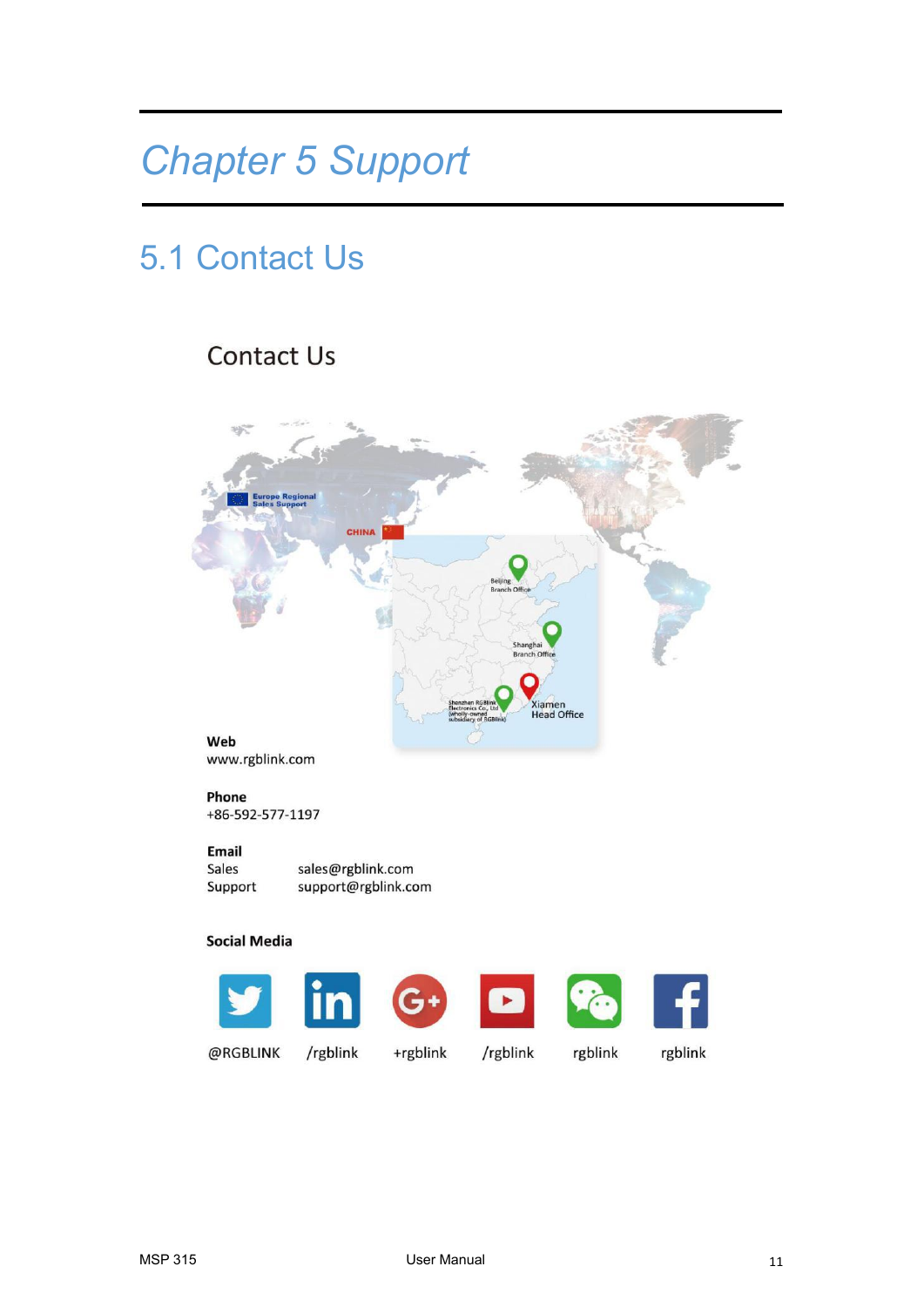# Chapter 5 Support

## 5.1 Contact Us

Contact Us

**Web**
www.rgblink.com

**Phone**
+86-592-577-1197

**Email**

| | |
|---|---|
| Sales | sales@rgblink.com |
| Support | support@rgblink.com |

**Social Media**

@RGBLINK /rgblink +rgblink /rgblink rgblink rgblink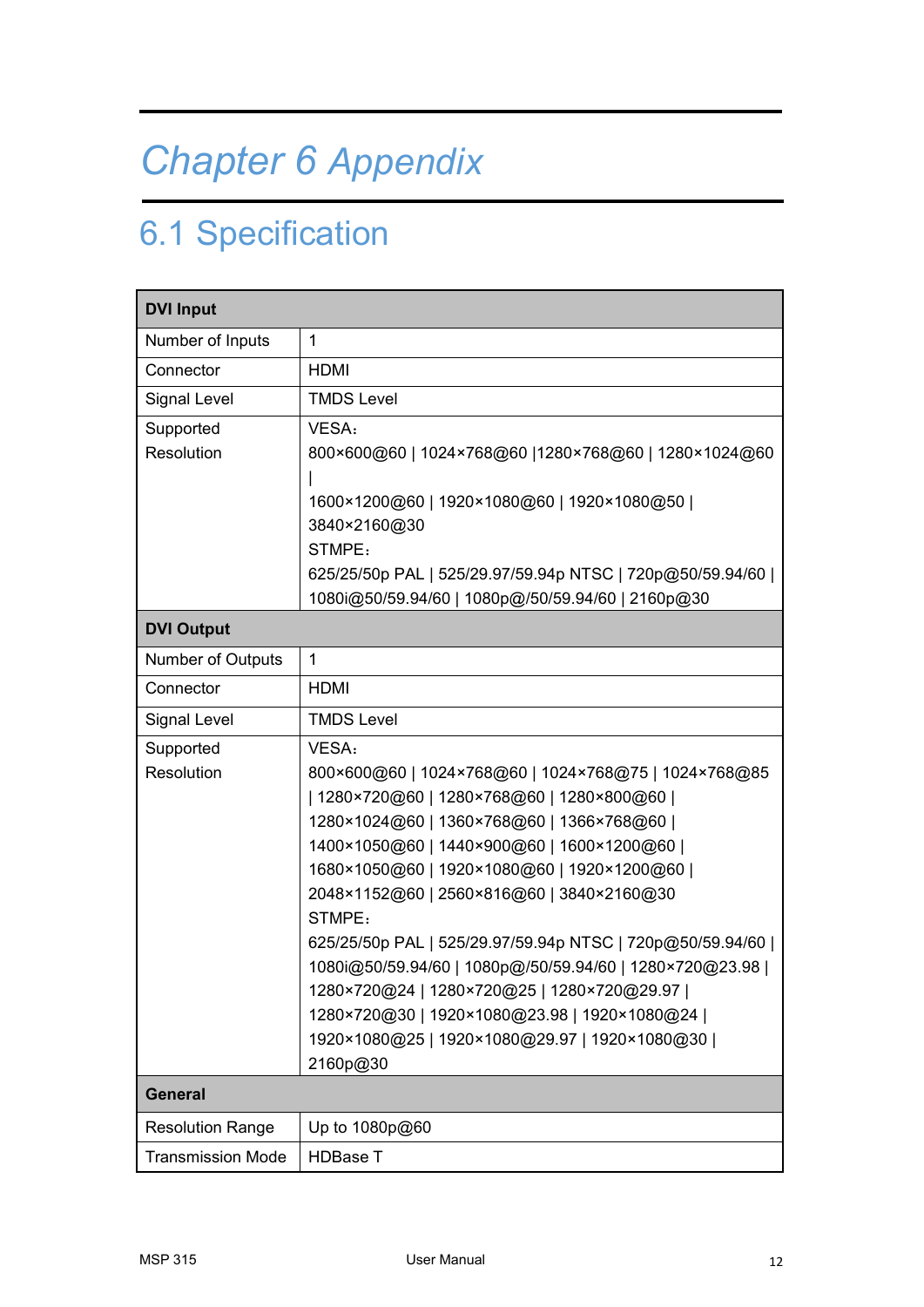# Chapter 6 Appendix

## 6.1 Specification

| **DVI Input** | |
|---|---|
| Number of Inputs | 1 |
| Connector | HDMI |
| Signal Level | TMDS Level |
| Supported Resolution | VESA：<br>800×600@60 \| 1024×768@60 \|1280×768@60 \| 1280×1024@60 \|<br>1600×1200@60 \| 1920×1080@60 \| 1920×1080@50 \| 3840×2160@30<br>STMPE：<br>625/25/50p PAL \| 525/29.97/59.94p NTSC \| 720p@50/59.94/60 \| 1080i@50/59.94/60 \| 1080p@/50/59.94/60 \| 2160p@30 |
| **DVI Output** | |
| Number of Outputs | 1 |
| Connector | HDMI |
| Signal Level | TMDS Level |
| Supported Resolution | VESA：<br>800×600@60 \| 1024×768@60 \| 1024×768@75 \| 1024×768@85 \| 1280×720@60 \| 1280×768@60 \| 1280×800@60 \| 1280×1024@60 \| 1360×768@60 \| 1366×768@60 \| 1400×1050@60 \| 1440×900@60 \| 1600×1200@60 \| 1680×1050@60 \| 1920×1080@60 \| 1920×1200@60 \| 2048×1152@60 \| 2560×816@60 \| 3840×2160@30<br>STMPE：<br>625/25/50p PAL \| 525/29.97/59.94p NTSC \| 720p@50/59.94/60 \| 1080i@50/59.94/60 \| 1080p@/50/59.94/60 \| 1280×720@23.98 \| 1280×720@24 \| 1280×720@25 \| 1280×720@29.97 \| 1280×720@30 \| 1920×1080@23.98 \| 1920×1080@24 \| 1920×1080@25 \| 1920×1080@29.97 \| 1920×1080@30 \| 2160p@30 |
| **General** | |
| Resolution Range | Up to 1080p@60 |
| Transmission Mode | HDBase T |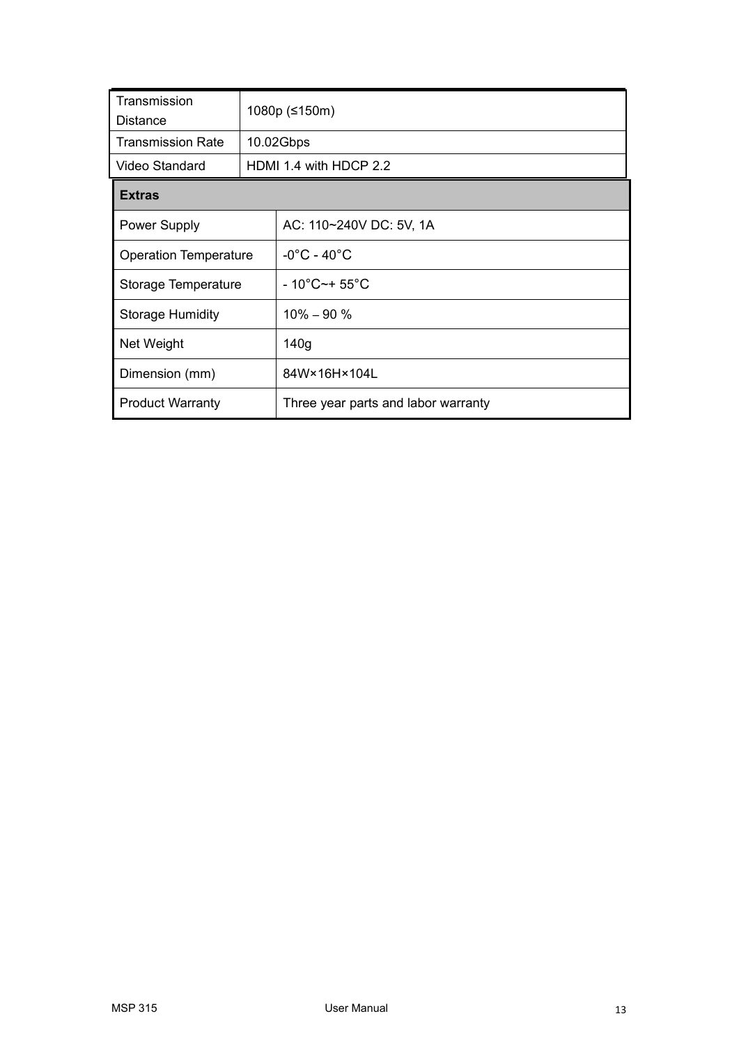| Transmission Distance | 1080p (≤150m) |
|---|---|
| Transmission Rate | 10.02Gbps |
| Video Standard | HDMI 1.4 with HDCP 2.2 |

| **Extras** | |
|---|---|
| Power Supply | AC: 110~240V DC: 5V, 1A |
| Operation Temperature | -0°C - 40°C |
| Storage Temperature | - 10°C~+ 55°C |
| Storage Humidity | 10% – 90 % |
| Net Weight | 140g |
| Dimension (mm) | 84W×16H×104L |
| Product Warranty | Three year parts and labor warranty |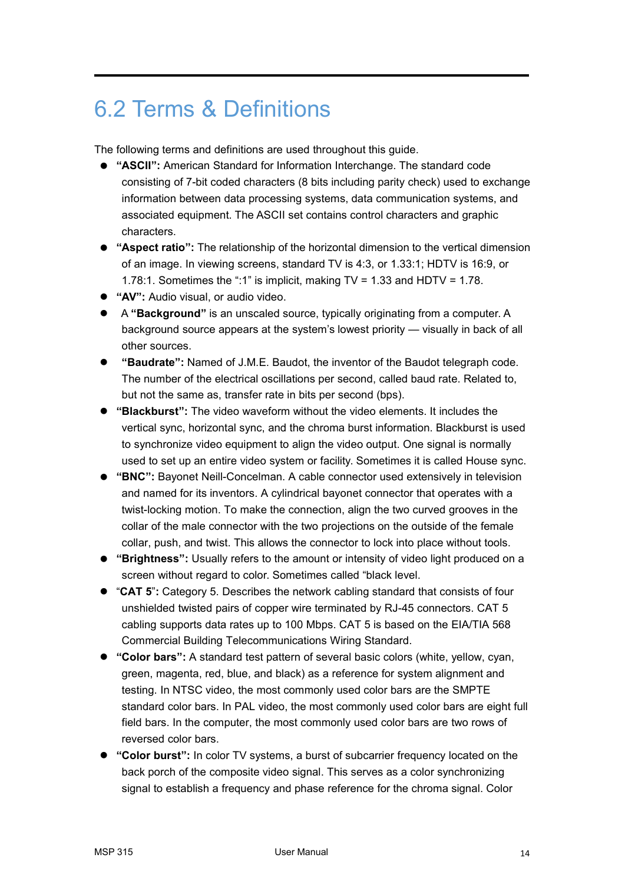## 6.2 Terms & Definitions

The following terms and definitions are used throughout this guide.

- **"ASCII":** American Standard for Information Interchange. The standard code consisting of 7-bit coded characters (8 bits including parity check) used to exchange information between data processing systems, data communication systems, and associated equipment. The ASCII set contains control characters and graphic characters.
- **"Aspect ratio":** The relationship of the horizontal dimension to the vertical dimension of an image. In viewing screens, standard TV is 4:3, or 1.33:1; HDTV is 16:9, or 1.78:1. Sometimes the ":1" is implicit, making TV = 1.33 and HDTV = 1.78.
- **"AV":** Audio visual, or audio video.
- A **"Background"** is an unscaled source, typically originating from a computer. A background source appears at the system's lowest priority — visually in back of all other sources.
- **"Baudrate":** Named of J.M.E. Baudot, the inventor of the Baudot telegraph code. The number of the electrical oscillations per second, called baud rate. Related to, but not the same as, transfer rate in bits per second (bps).
- **"Blackburst":** The video waveform without the video elements. It includes the vertical sync, horizontal sync, and the chroma burst information. Blackburst is used to synchronize video equipment to align the video output. One signal is normally used to set up an entire video system or facility. Sometimes it is called House sync.
- **"BNC":** Bayonet Neill-Concelman. A cable connector used extensively in television and named for its inventors. A cylindrical bayonet connector that operates with a twist-locking motion. To make the connection, align the two curved grooves in the collar of the male connector with the two projections on the outside of the female collar, push, and twist. This allows the connector to lock into place without tools.
- **"Brightness":** Usually refers to the amount or intensity of video light produced on a screen without regard to color. Sometimes called "black level.
- "**CAT 5**"**:** Category 5. Describes the network cabling standard that consists of four unshielded twisted pairs of copper wire terminated by RJ-45 connectors. CAT 5 cabling supports data rates up to 100 Mbps. CAT 5 is based on the EIA/TIA 568 Commercial Building Telecommunications Wiring Standard.
- **"Color bars":** A standard test pattern of several basic colors (white, yellow, cyan, green, magenta, red, blue, and black) as a reference for system alignment and testing. In NTSC video, the most commonly used color bars are the SMPTE standard color bars. In PAL video, the most commonly used color bars are eight full field bars. In the computer, the most commonly used color bars are two rows of reversed color bars.
- **"Color burst":** In color TV systems, a burst of subcarrier frequency located on the back porch of the composite video signal. This serves as a color synchronizing signal to establish a frequency and phase reference for the chroma signal. Color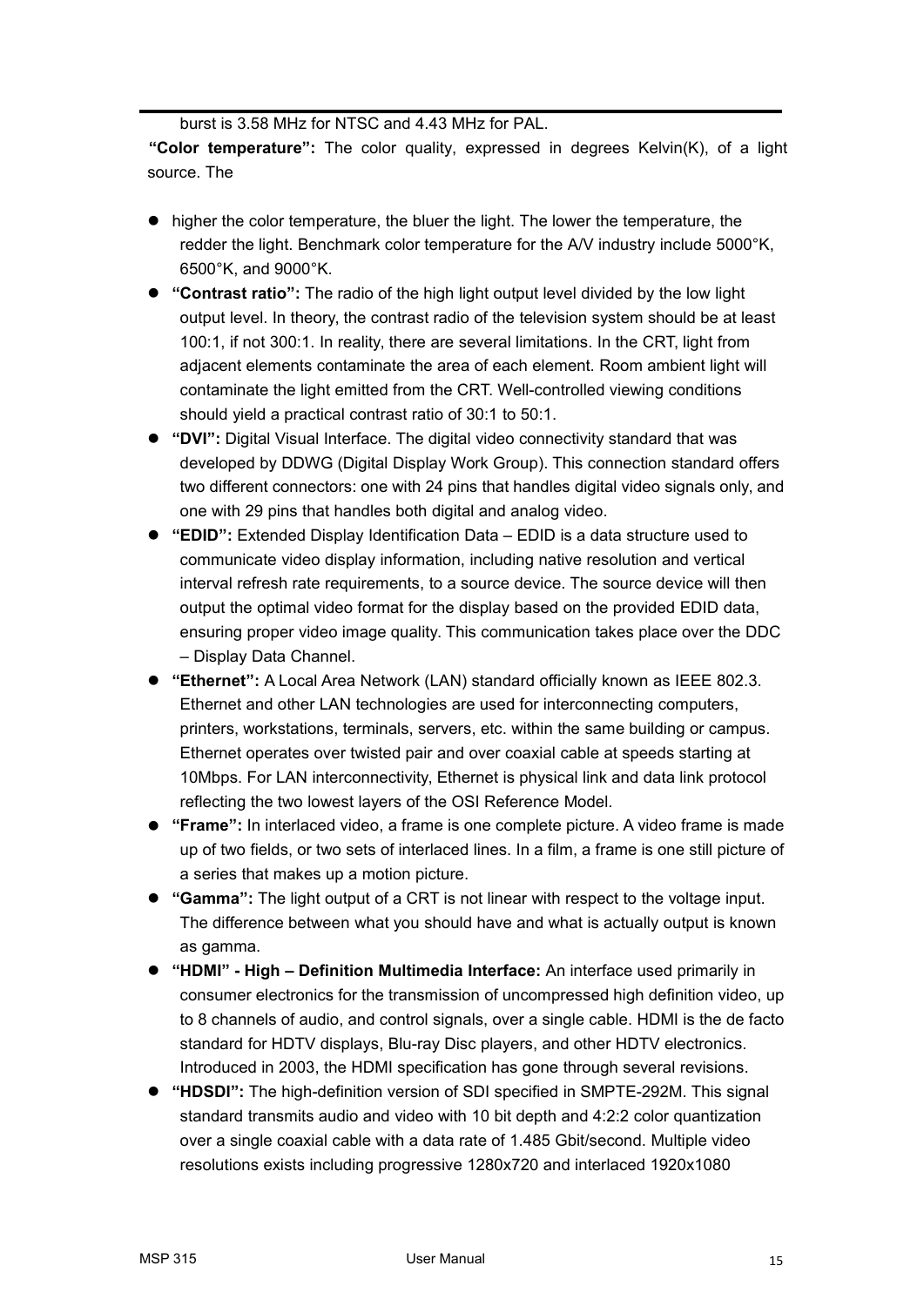burst is 3.58 MHz for NTSC and 4.43 MHz for PAL.

**"Color temperature":** The color quality, expressed in degrees Kelvin(K), of a light source. The

- higher the color temperature, the bluer the light. The lower the temperature, the redder the light. Benchmark color temperature for the A/V industry include 5000°K, 6500°K, and 9000°K.
- **"Contrast ratio":** The radio of the high light output level divided by the low light output level. In theory, the contrast radio of the television system should be at least 100:1, if not 300:1. In reality, there are several limitations. In the CRT, light from adjacent elements contaminate the area of each element. Room ambient light will contaminate the light emitted from the CRT. Well-controlled viewing conditions should yield a practical contrast ratio of 30:1 to 50:1.
- **"DVI":** Digital Visual Interface. The digital video connectivity standard that was developed by DDWG (Digital Display Work Group). This connection standard offers two different connectors: one with 24 pins that handles digital video signals only, and one with 29 pins that handles both digital and analog video.
- **"EDID":** Extended Display Identification Data – EDID is a data structure used to communicate video display information, including native resolution and vertical interval refresh rate requirements, to a source device. The source device will then output the optimal video format for the display based on the provided EDID data, ensuring proper video image quality. This communication takes place over the DDC – Display Data Channel.
- **"Ethernet":** A Local Area Network (LAN) standard officially known as IEEE 802.3. Ethernet and other LAN technologies are used for interconnecting computers, printers, workstations, terminals, servers, etc. within the same building or campus. Ethernet operates over twisted pair and over coaxial cable at speeds starting at 10Mbps. For LAN interconnectivity, Ethernet is physical link and data link protocol reflecting the two lowest layers of the OSI Reference Model.
- **"Frame":** In interlaced video, a frame is one complete picture. A video frame is made up of two fields, or two sets of interlaced lines. In a film, a frame is one still picture of a series that makes up a motion picture.
- **"Gamma":** The light output of a CRT is not linear with respect to the voltage input. The difference between what you should have and what is actually output is known as gamma.
- **"HDMI" - High – Definition Multimedia Interface:** An interface used primarily in consumer electronics for the transmission of uncompressed high definition video, up to 8 channels of audio, and control signals, over a single cable. HDMI is the de facto standard for HDTV displays, Blu-ray Disc players, and other HDTV electronics. Introduced in 2003, the HDMI specification has gone through several revisions.
- **"HDSDI":** The high-definition version of SDI specified in SMPTE-292M. This signal standard transmits audio and video with 10 bit depth and 4:2:2 color quantization over a single coaxial cable with a data rate of 1.485 Gbit/second. Multiple video resolutions exists including progressive 1280x720 and interlaced 1920x1080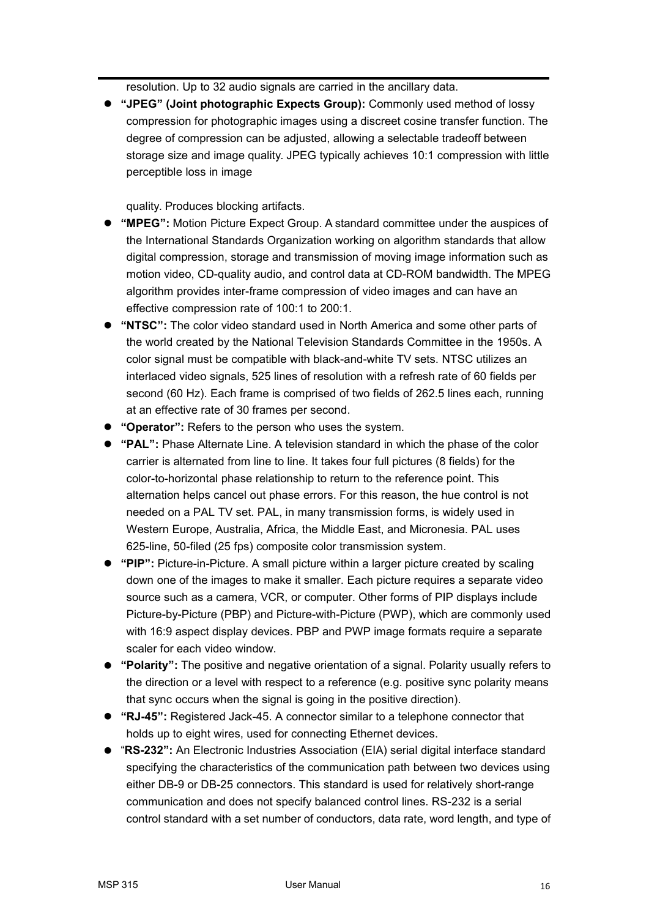resolution. Up to 32 audio signals are carried in the ancillary data.

- **"JPEG" (Joint photographic Expects Group):** Commonly used method of lossy compression for photographic images using a discreet cosine transfer function. The degree of compression can be adjusted, allowing a selectable tradeoff between storage size and image quality. JPEG typically achieves 10:1 compression with little perceptible loss in image

  quality. Produces blocking artifacts.
- **"MPEG":** Motion Picture Expect Group. A standard committee under the auspices of the International Standards Organization working on algorithm standards that allow digital compression, storage and transmission of moving image information such as motion video, CD-quality audio, and control data at CD-ROM bandwidth. The MPEG algorithm provides inter-frame compression of video images and can have an effective compression rate of 100:1 to 200:1.
- **"NTSC":** The color video standard used in North America and some other parts of the world created by the National Television Standards Committee in the 1950s. A color signal must be compatible with black-and-white TV sets. NTSC utilizes an interlaced video signals, 525 lines of resolution with a refresh rate of 60 fields per second (60 Hz). Each frame is comprised of two fields of 262.5 lines each, running at an effective rate of 30 frames per second.
- **"Operator":** Refers to the person who uses the system.
- **"PAL":** Phase Alternate Line. A television standard in which the phase of the color carrier is alternated from line to line. It takes four full pictures (8 fields) for the color-to-horizontal phase relationship to return to the reference point. This alternation helps cancel out phase errors. For this reason, the hue control is not needed on a PAL TV set. PAL, in many transmission forms, is widely used in Western Europe, Australia, Africa, the Middle East, and Micronesia. PAL uses 625-line, 50-filed (25 fps) composite color transmission system.
- **"PIP":** Picture-in-Picture. A small picture within a larger picture created by scaling down one of the images to make it smaller. Each picture requires a separate video source such as a camera, VCR, or computer. Other forms of PIP displays include Picture-by-Picture (PBP) and Picture-with-Picture (PWP), which are commonly used with 16:9 aspect display devices. PBP and PWP image formats require a separate scaler for each video window.
- **"Polarity":** The positive and negative orientation of a signal. Polarity usually refers to the direction or a level with respect to a reference (e.g. positive sync polarity means that sync occurs when the signal is going in the positive direction).
- **"RJ-45":** Registered Jack-45. A connector similar to a telephone connector that holds up to eight wires, used for connecting Ethernet devices.
- "**RS-232":** An Electronic Industries Association (EIA) serial digital interface standard specifying the characteristics of the communication path between two devices using either DB-9 or DB-25 connectors. This standard is used for relatively short-range communication and does not specify balanced control lines. RS-232 is a serial control standard with a set number of conductors, data rate, word length, and type of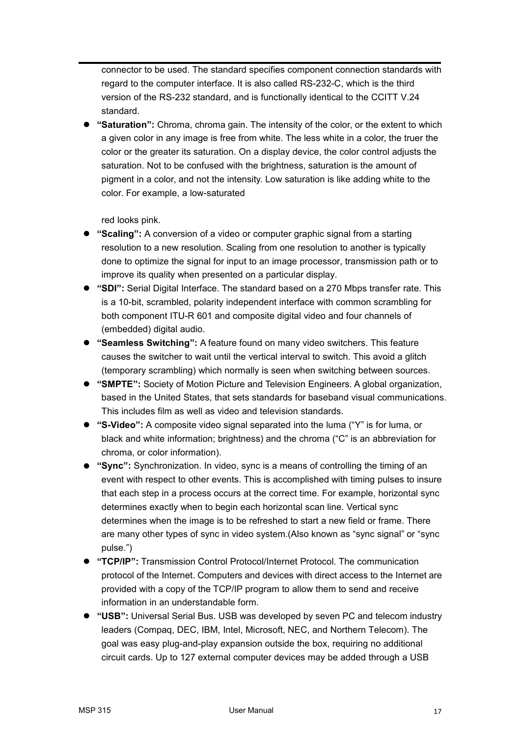connector to be used. The standard specifies component connection standards with regard to the computer interface. It is also called RS-232-C, which is the third version of the RS-232 standard, and is functionally identical to the CCITT V.24 standard.

- **"Saturation":** Chroma, chroma gain. The intensity of the color, or the extent to which a given color in any image is free from white. The less white in a color, the truer the color or the greater its saturation. On a display device, the color control adjusts the saturation. Not to be confused with the brightness, saturation is the amount of pigment in a color, and not the intensity. Low saturation is like adding white to the color. For example, a low-saturated

  red looks pink.
- **"Scaling":** A conversion of a video or computer graphic signal from a starting resolution to a new resolution. Scaling from one resolution to another is typically done to optimize the signal for input to an image processor, transmission path or to improve its quality when presented on a particular display.
- **"SDI":** Serial Digital Interface. The standard based on a 270 Mbps transfer rate. This is a 10-bit, scrambled, polarity independent interface with common scrambling for both component ITU-R 601 and composite digital video and four channels of (embedded) digital audio.
- **"Seamless Switching":** A feature found on many video switchers. This feature causes the switcher to wait until the vertical interval to switch. This avoid a glitch (temporary scrambling) which normally is seen when switching between sources.
- **"SMPTE":** Society of Motion Picture and Television Engineers. A global organization, based in the United States, that sets standards for baseband visual communications. This includes film as well as video and television standards.
- **"S-Video":** A composite video signal separated into the luma ("Y" is for luma, or black and white information; brightness) and the chroma ("C" is an abbreviation for chroma, or color information).
- **"Sync":** Synchronization. In video, sync is a means of controlling the timing of an event with respect to other events. This is accomplished with timing pulses to insure that each step in a process occurs at the correct time. For example, horizontal sync determines exactly when to begin each horizontal scan line. Vertical sync determines when the image is to be refreshed to start a new field or frame. There are many other types of sync in video system.(Also known as "sync signal" or "sync pulse.")
- **"TCP/IP":** Transmission Control Protocol/Internet Protocol. The communication protocol of the Internet. Computers and devices with direct access to the Internet are provided with a copy of the TCP/IP program to allow them to send and receive information in an understandable form.
- **"USB":** Universal Serial Bus. USB was developed by seven PC and telecom industry leaders (Compaq, DEC, IBM, Intel, Microsoft, NEC, and Northern Telecom). The goal was easy plug-and-play expansion outside the box, requiring no additional circuit cards. Up to 127 external computer devices may be added through a USB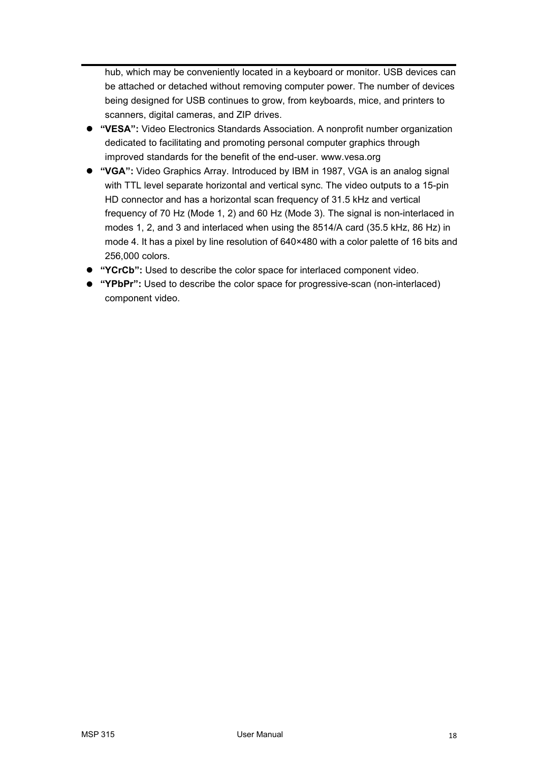hub, which may be conveniently located in a keyboard or monitor. USB devices can be attached or detached without removing computer power. The number of devices being designed for USB continues to grow, from keyboards, mice, and printers to scanners, digital cameras, and ZIP drives.

- **"VESA":** Video Electronics Standards Association. A nonprofit number organization dedicated to facilitating and promoting personal computer graphics through improved standards for the benefit of the end-user. www.vesa.org
- **"VGA":** Video Graphics Array. Introduced by IBM in 1987, VGA is an analog signal with TTL level separate horizontal and vertical sync. The video outputs to a 15-pin HD connector and has a horizontal scan frequency of 31.5 kHz and vertical frequency of 70 Hz (Mode 1, 2) and 60 Hz (Mode 3). The signal is non-interlaced in modes 1, 2, and 3 and interlaced when using the 8514/A card (35.5 kHz, 86 Hz) in mode 4. It has a pixel by line resolution of 640×480 with a color palette of 16 bits and 256,000 colors.
- **"YCrCb":** Used to describe the color space for interlaced component video.
- **"YPbPr":** Used to describe the color space for progressive-scan (non-interlaced) component video.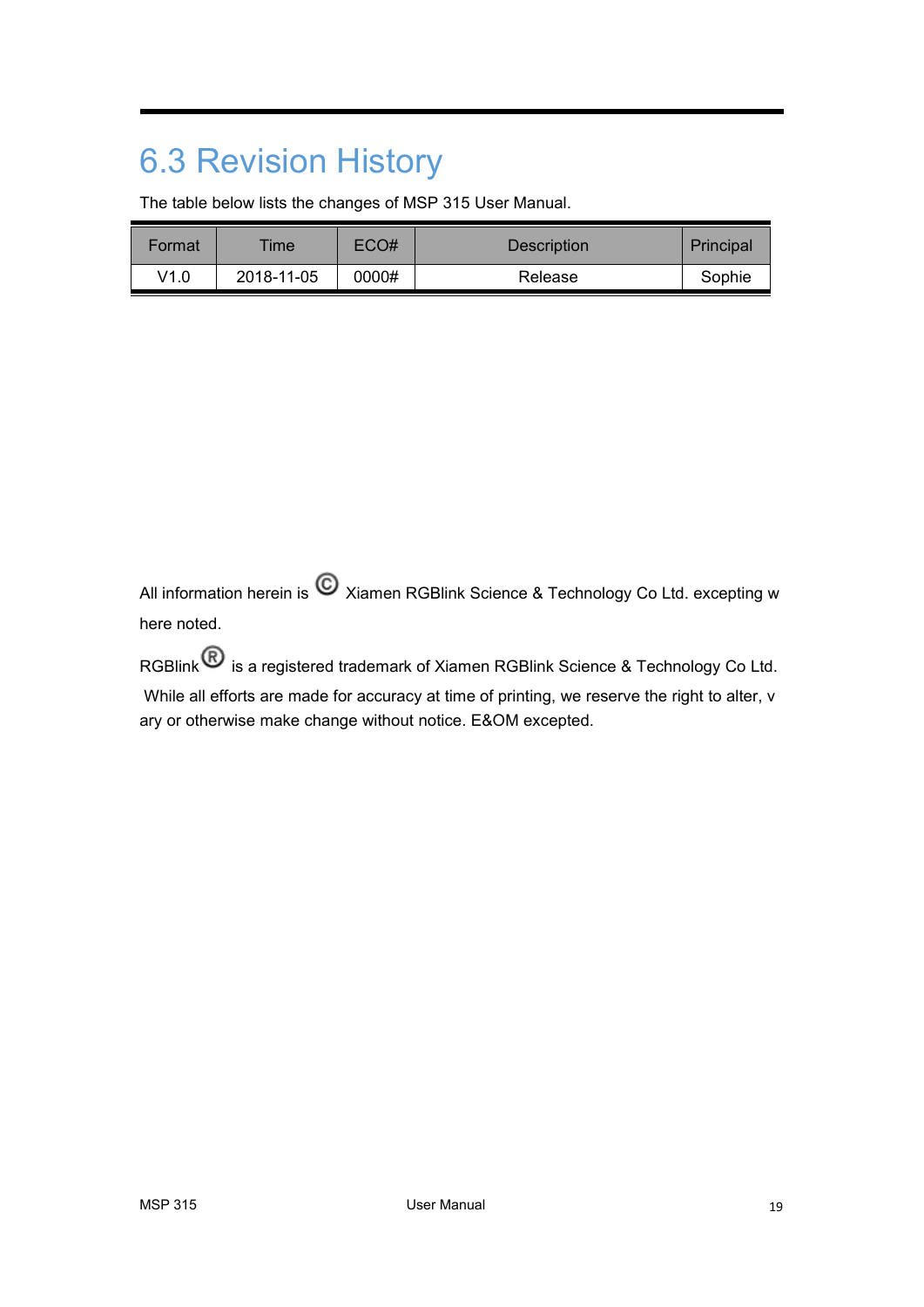## 6.3 Revision History

The table below lists the changes of MSP 315 User Manual.

| Format | Time | ECO# | Description | Principal |
|---|---|---|---|---|
| V1.0 | 2018-11-05 | 0000# | Release | Sophie |

All information herein is © Xiamen RGBlink Science & Technology Co Ltd. excepting where noted.

RGBlink® is a registered trademark of Xiamen RGBlink Science & Technology Co Ltd. While all efforts are made for accuracy at time of printing, we reserve the right to alter, vary or otherwise make change without notice. E&OM excepted.